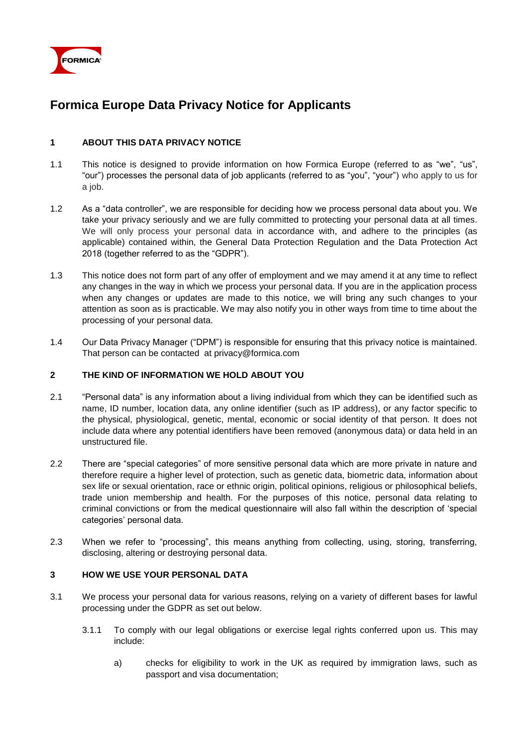# Formica Europe Data Privacy Notice for Applicants

## 1 ABOUT THIS DATA PRIVACY NOTICE

1.1 This notice is designed to provide information on how Formica Europe (referred to as "we", "us", "our") processes the personal data of job applicants (referred to as "you", "your") who apply to us for a job.

1.2 As a "data controller", we are responsible for deciding how we process personal data about you. We take your privacy seriously and we are fully committed to protecting your personal data at all times. We will only process your personal data in accordance with, and adhere to the principles (as applicable) contained within, the General Data Protection Regulation and the Data Protection Act 2018 (together referred to as the "GDPR").

1.3 This notice does not form part of any offer of employment and we may amend it at any time to reflect any changes in the way in which we process your personal data. If you are in the application process when any changes or updates are made to this notice, we will bring any such changes to your attention as soon as is practicable. We may also notify you in other ways from time to time about the processing of your personal data.

1.4 Our Data Privacy Manager ("DPM") is responsible for ensuring that this privacy notice is maintained. That person can be contacted at privacy@formica.com

## 2 THE KIND OF INFORMATION WE HOLD ABOUT YOU

2.1 "Personal data" is any information about a living individual from which they can be identified such as name, ID number, location data, any online identifier (such as IP address), or any factor specific to the physical, physiological, genetic, mental, economic or social identity of that person. It does not include data where any potential identifiers have been removed (anonymous data) or data held in an unstructured file.

2.2 There are "special categories" of more sensitive personal data which are more private in nature and therefore require a higher level of protection, such as genetic data, biometric data, information about sex life or sexual orientation, race or ethnic origin, political opinions, religious or philosophical beliefs, trade union membership and health. For the purposes of this notice, personal data relating to criminal convictions or from the medical questionnaire will also fall within the description of 'special categories' personal data.

2.3 When we refer to "processing", this means anything from collecting, using, storing, transferring, disclosing, altering or destroying personal data.

## 3 HOW WE USE YOUR PERSONAL DATA

3.1 We process your personal data for various reasons, relying on a variety of different bases for lawful processing under the GDPR as set out below.

3.1.1 To comply with our legal obligations or exercise legal rights conferred upon us. This may include:

a) checks for eligibility to work in the UK as required by immigration laws, such as passport and visa documentation;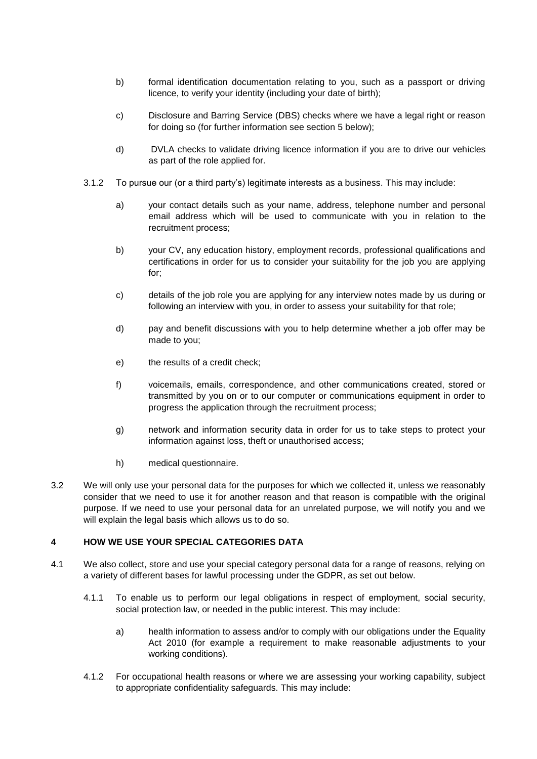b) formal identification documentation relating to you, such as a passport or driving licence, to verify your identity (including your date of birth);

c) Disclosure and Barring Service (DBS) checks where we have a legal right or reason for doing so (for further information see section 5 below);

d) DVLA checks to validate driving licence information if you are to drive our vehicles as part of the role applied for.

3.1.2 To pursue our (or a third party's) legitimate interests as a business. This may include:

a) your contact details such as your name, address, telephone number and personal email address which will be used to communicate with you in relation to the recruitment process;

b) your CV, any education history, employment records, professional qualifications and certifications in order for us to consider your suitability for the job you are applying for;

c) details of the job role you are applying for any interview notes made by us during or following an interview with you, in order to assess your suitability for that role;

d) pay and benefit discussions with you to help determine whether a job offer may be made to you;

e) the results of a credit check;

f) voicemails, emails, correspondence, and other communications created, stored or transmitted by you on or to our computer or communications equipment in order to progress the application through the recruitment process;

g) network and information security data in order for us to take steps to protect your information against loss, theft or unauthorised access;

h) medical questionnaire.

3.2 We will only use your personal data for the purposes for which we collected it, unless we reasonably consider that we need to use it for another reason and that reason is compatible with the original purpose. If we need to use your personal data for an unrelated purpose, we will notify you and we will explain the legal basis which allows us to do so.

## 4 HOW WE USE YOUR SPECIAL CATEGORIES DATA

4.1 We also collect, store and use your special category personal data for a range of reasons, relying on a variety of different bases for lawful processing under the GDPR, as set out below.

4.1.1 To enable us to perform our legal obligations in respect of employment, social security, social protection law, or needed in the public interest. This may include:

a) health information to assess and/or to comply with our obligations under the Equality Act 2010 (for example a requirement to make reasonable adjustments to your working conditions).

4.1.2 For occupational health reasons or where we are assessing your working capability, subject to appropriate confidentiality safeguards. This may include: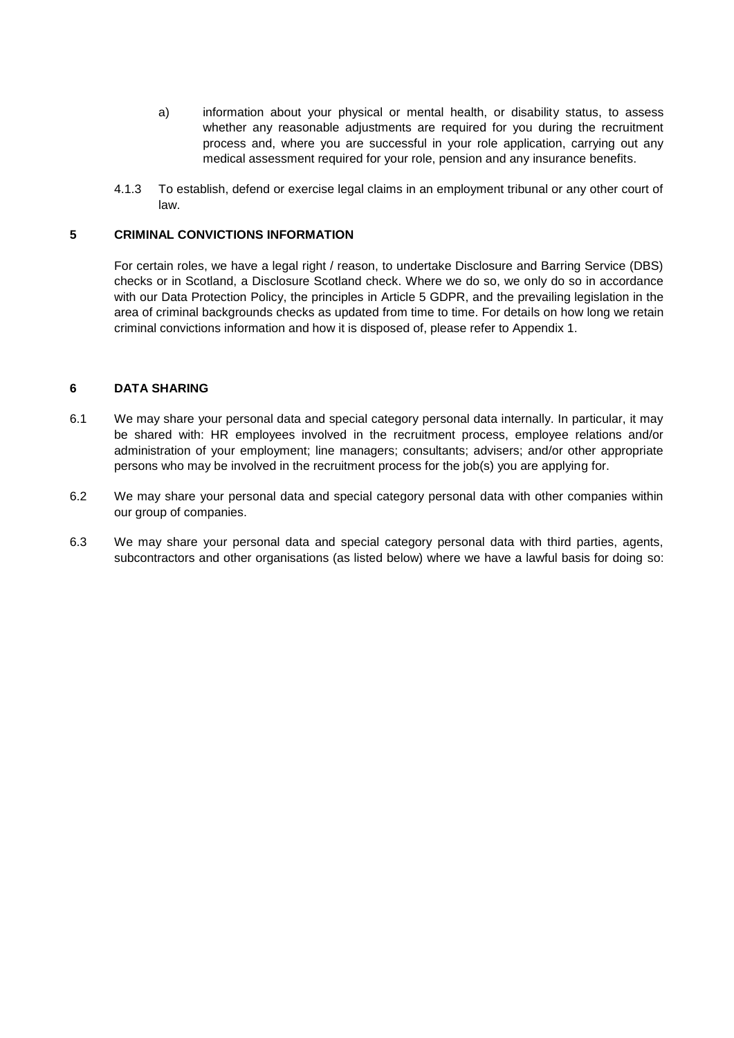a) information about your physical or mental health, or disability status, to assess whether any reasonable adjustments are required for you during the recruitment process and, where you are successful in your role application, carrying out any medical assessment required for your role, pension and any insurance benefits.

4.1.3 To establish, defend or exercise legal claims in an employment tribunal or any other court of law.

## 5 CRIMINAL CONVICTIONS INFORMATION

For certain roles, we have a legal right / reason, to undertake Disclosure and Barring Service (DBS) checks or in Scotland, a Disclosure Scotland check. Where we do so, we only do so in accordance with our Data Protection Policy, the principles in Article 5 GDPR, and the prevailing legislation in the area of criminal backgrounds checks as updated from time to time. For details on how long we retain criminal convictions information and how it is disposed of, please refer to Appendix 1.

## 6 DATA SHARING

6.1 We may share your personal data and special category personal data internally. In particular, it may be shared with: HR employees involved in the recruitment process, employee relations and/or administration of your employment; line managers; consultants; advisers; and/or other appropriate persons who may be involved in the recruitment process for the job(s) you are applying for.

6.2 We may share your personal data and special category personal data with other companies within our group of companies.

6.3 We may share your personal data and special category personal data with third parties, agents, subcontractors and other organisations (as listed below) where we have a lawful basis for doing so: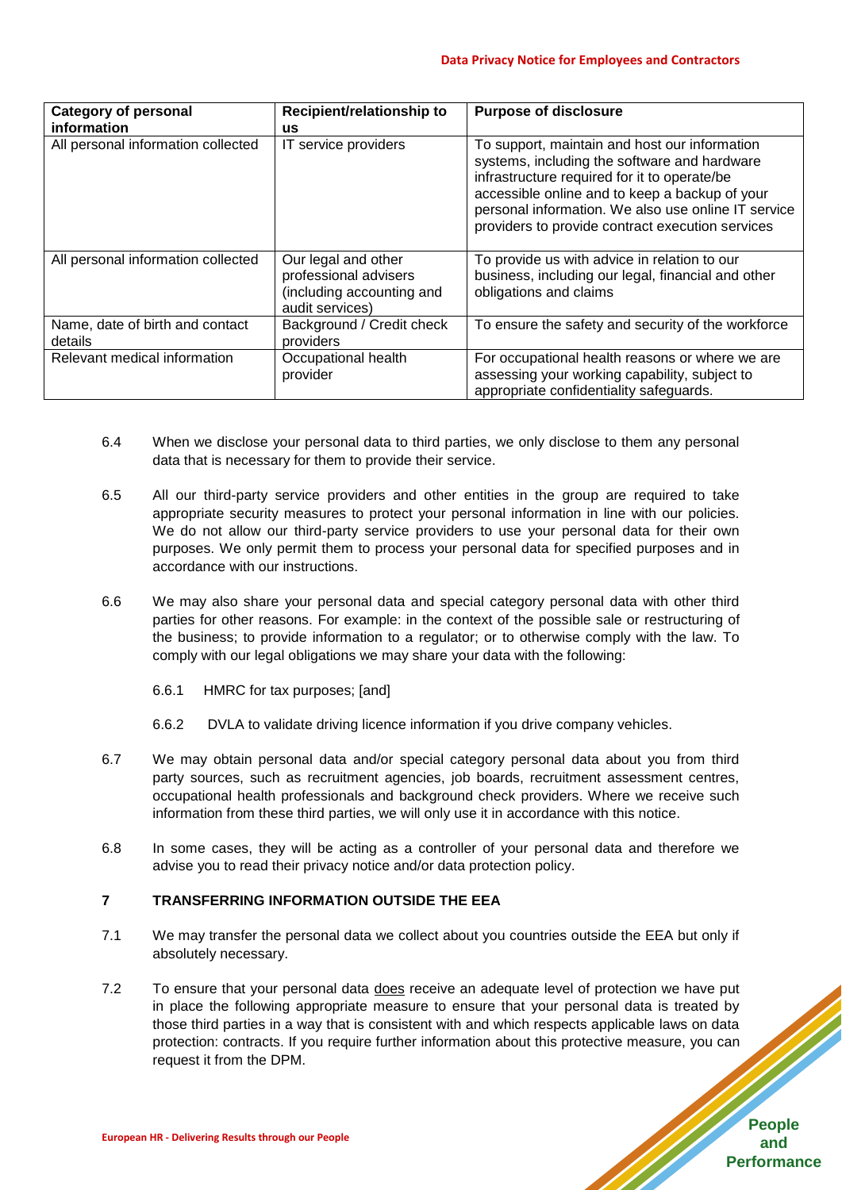| Category of personal information | Recipient/relationship to us | Purpose of disclosure |
| --- | --- | --- |
| All personal information collected | IT service providers | To support, maintain and host our information systems, including the software and hardware infrastructure required for it to operate/be accessible online and to keep a backup of your personal information. We also use online IT service providers to provide contract execution services |
| All personal information collected | Our legal and other professional advisers (including accounting and audit services) | To provide us with advice in relation to our business, including our legal, financial and other obligations and claims |
| Name, date of birth and contact details | Background / Credit check providers | To ensure the safety and security of the workforce |
| Relevant medical information | Occupational health provider | For occupational health reasons or where we are assessing your working capability, subject to appropriate confidentiality safeguards. |

6.4 When we disclose your personal data to third parties, we only disclose to them any personal data that is necessary for them to provide their service.

6.5 All our third-party service providers and other entities in the group are required to take appropriate security measures to protect your personal information in line with our policies. We do not allow our third-party service providers to use your personal data for their own purposes. We only permit them to process your personal data for specified purposes and in accordance with our instructions.

6.6 We may also share your personal data and special category personal data with other third parties for other reasons. For example: in the context of the possible sale or restructuring of the business; to provide information to a regulator; or to otherwise comply with the law. To comply with our legal obligations we may share your data with the following:

6.6.1 HMRC for tax purposes; [and]

6.6.2 DVLA to validate driving licence information if you drive company vehicles.

6.7 We may obtain personal data and/or special category personal data about you from third party sources, such as recruitment agencies, job boards, recruitment assessment centres, occupational health professionals and background check providers. Where we receive such information from these third parties, we will only use it in accordance with this notice.

6.8 In some cases, they will be acting as a controller of your personal data and therefore we advise you to read their privacy notice and/or data protection policy.

## 7 TRANSFERRING INFORMATION OUTSIDE THE EEA

7.1 We may transfer the personal data we collect about you countries outside the EEA but only if absolutely necessary.

7.2 To ensure that your personal data <u>does</u> receive an adequate level of protection we have put in place the following appropriate measure to ensure that your personal data is treated by those third parties in a way that is consistent with and which respects applicable laws on data protection: contracts. If you require further information about this protective measure, you can request it from the DPM.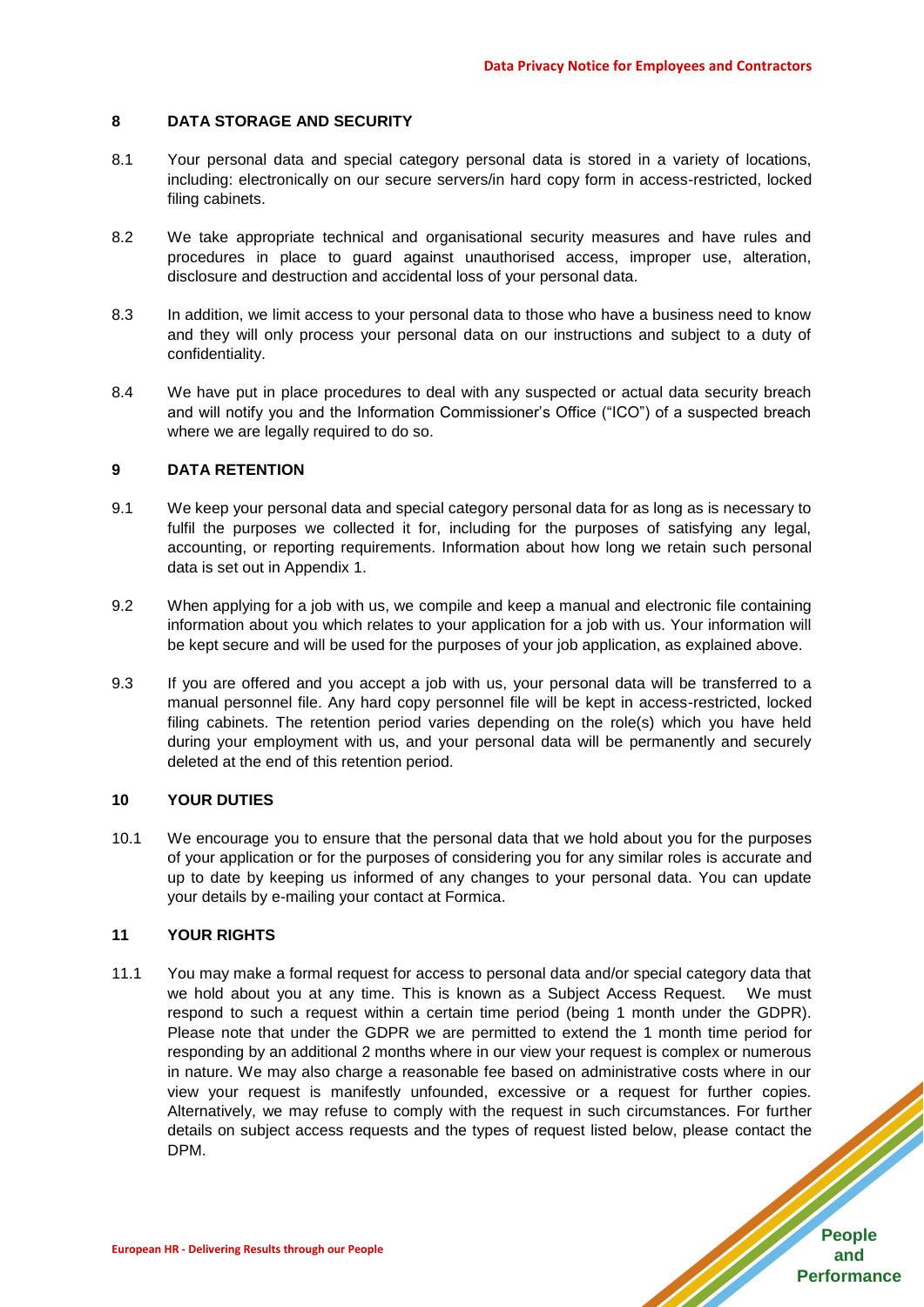## 8 DATA STORAGE AND SECURITY

8.1 Your personal data and special category personal data is stored in a variety of locations, including: electronically on our secure servers/in hard copy form in access-restricted, locked filing cabinets.

8.2 We take appropriate technical and organisational security measures and have rules and procedures in place to guard against unauthorised access, improper use, alteration, disclosure and destruction and accidental loss of your personal data.

8.3 In addition, we limit access to your personal data to those who have a business need to know and they will only process your personal data on our instructions and subject to a duty of confidentiality.

8.4 We have put in place procedures to deal with any suspected or actual data security breach and will notify you and the Information Commissioner's Office ("ICO") of a suspected breach where we are legally required to do so.

## 9 DATA RETENTION

9.1 We keep your personal data and special category personal data for as long as is necessary to fulfil the purposes we collected it for, including for the purposes of satisfying any legal, accounting, or reporting requirements. Information about how long we retain such personal data is set out in Appendix 1.

9.2 When applying for a job with us, we compile and keep a manual and electronic file containing information about you which relates to your application for a job with us. Your information will be kept secure and will be used for the purposes of your job application, as explained above.

9.3 If you are offered and you accept a job with us, your personal data will be transferred to a manual personnel file. Any hard copy personnel file will be kept in access-restricted, locked filing cabinets. The retention period varies depending on the role(s) which you have held during your employment with us, and your personal data will be permanently and securely deleted at the end of this retention period.

## 10 YOUR DUTIES

10.1 We encourage you to ensure that the personal data that we hold about you for the purposes of your application or for the purposes of considering you for any similar roles is accurate and up to date by keeping us informed of any changes to your personal data. You can update your details by e-mailing your contact at Formica.

## 11 YOUR RIGHTS

11.1 You may make a formal request for access to personal data and/or special category data that we hold about you at any time. This is known as a Subject Access Request. We must respond to such a request within a certain time period (being 1 month under the GDPR). Please note that under the GDPR we are permitted to extend the 1 month time period for responding by an additional 2 months where in our view your request is complex or numerous in nature. We may also charge a reasonable fee based on administrative costs where in our view your request is manifestly unfounded, excessive or a request for further copies. Alternatively, we may refuse to comply with the request in such circumstances. For further details on subject access requests and the types of request listed below, please contact the DPM.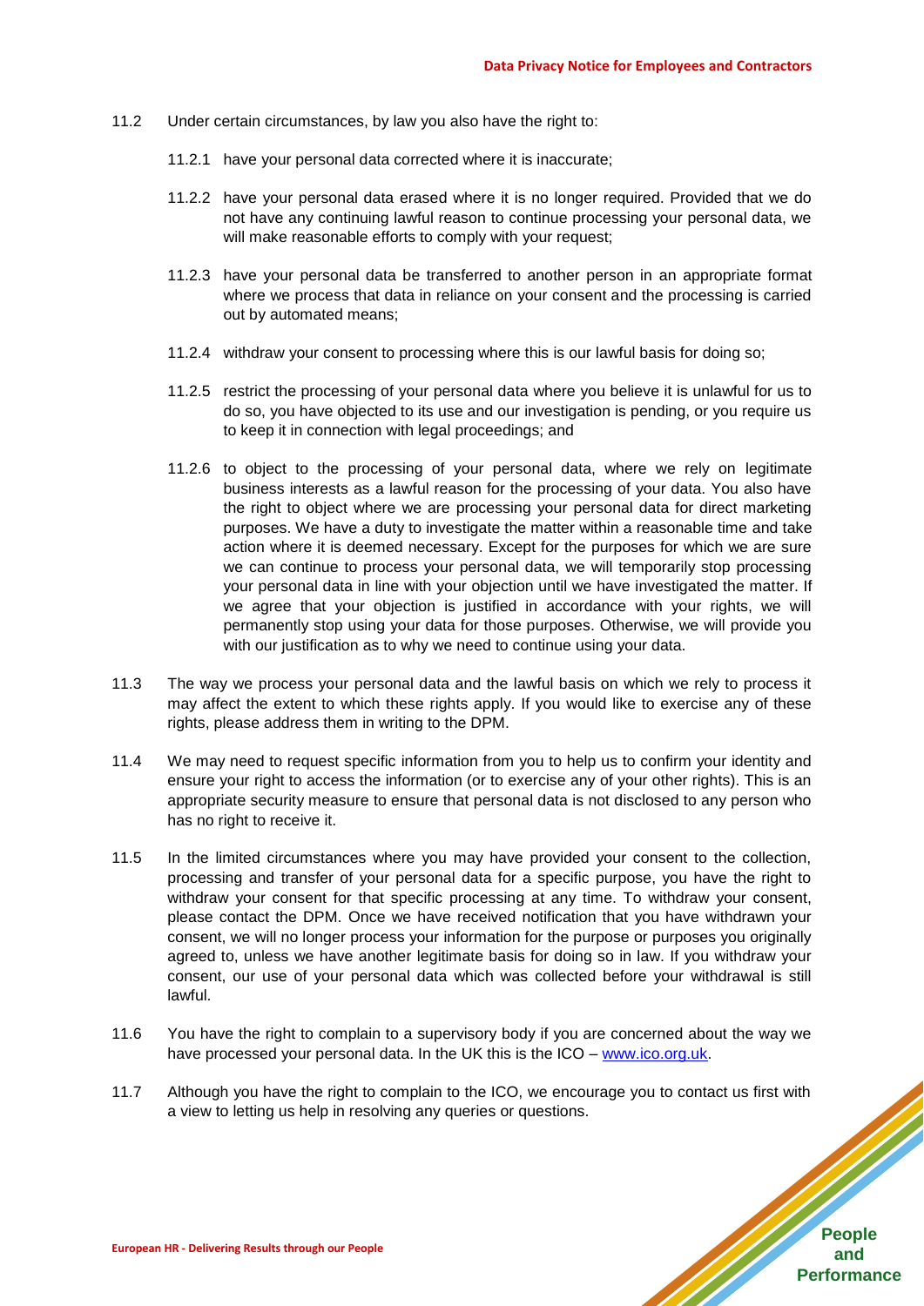11.2 Under certain circumstances, by law you also have the right to:

11.2.1 have your personal data corrected where it is inaccurate;

11.2.2 have your personal data erased where it is no longer required. Provided that we do not have any continuing lawful reason to continue processing your personal data, we will make reasonable efforts to comply with your request;

11.2.3 have your personal data be transferred to another person in an appropriate format where we process that data in reliance on your consent and the processing is carried out by automated means;

11.2.4 withdraw your consent to processing where this is our lawful basis for doing so;

11.2.5 restrict the processing of your personal data where you believe it is unlawful for us to do so, you have objected to its use and our investigation is pending, or you require us to keep it in connection with legal proceedings; and

11.2.6 to object to the processing of your personal data, where we rely on legitimate business interests as a lawful reason for the processing of your data. You also have the right to object where we are processing your personal data for direct marketing purposes. We have a duty to investigate the matter within a reasonable time and take action where it is deemed necessary. Except for the purposes for which we are sure we can continue to process your personal data, we will temporarily stop processing your personal data in line with your objection until we have investigated the matter. If we agree that your objection is justified in accordance with your rights, we will permanently stop using your data for those purposes. Otherwise, we will provide you with our justification as to why we need to continue using your data.

11.3 The way we process your personal data and the lawful basis on which we rely to process it may affect the extent to which these rights apply. If you would like to exercise any of these rights, please address them in writing to the DPM.

11.4 We may need to request specific information from you to help us to confirm your identity and ensure your right to access the information (or to exercise any of your other rights). This is an appropriate security measure to ensure that personal data is not disclosed to any person who has no right to receive it.

11.5 In the limited circumstances where you may have provided your consent to the collection, processing and transfer of your personal data for a specific purpose, you have the right to withdraw your consent for that specific processing at any time. To withdraw your consent, please contact the DPM. Once we have received notification that you have withdrawn your consent, we will no longer process your information for the purpose or purposes you originally agreed to, unless we have another legitimate basis for doing so in law. If you withdraw your consent, our use of your personal data which was collected before your withdrawal is still lawful.

11.6 You have the right to complain to a supervisory body if you are concerned about the way we have processed your personal data. In the UK this is the ICO – www.ico.org.uk.

11.7 Although you have the right to complain to the ICO, we encourage you to contact us first with a view to letting us help in resolving any queries or questions.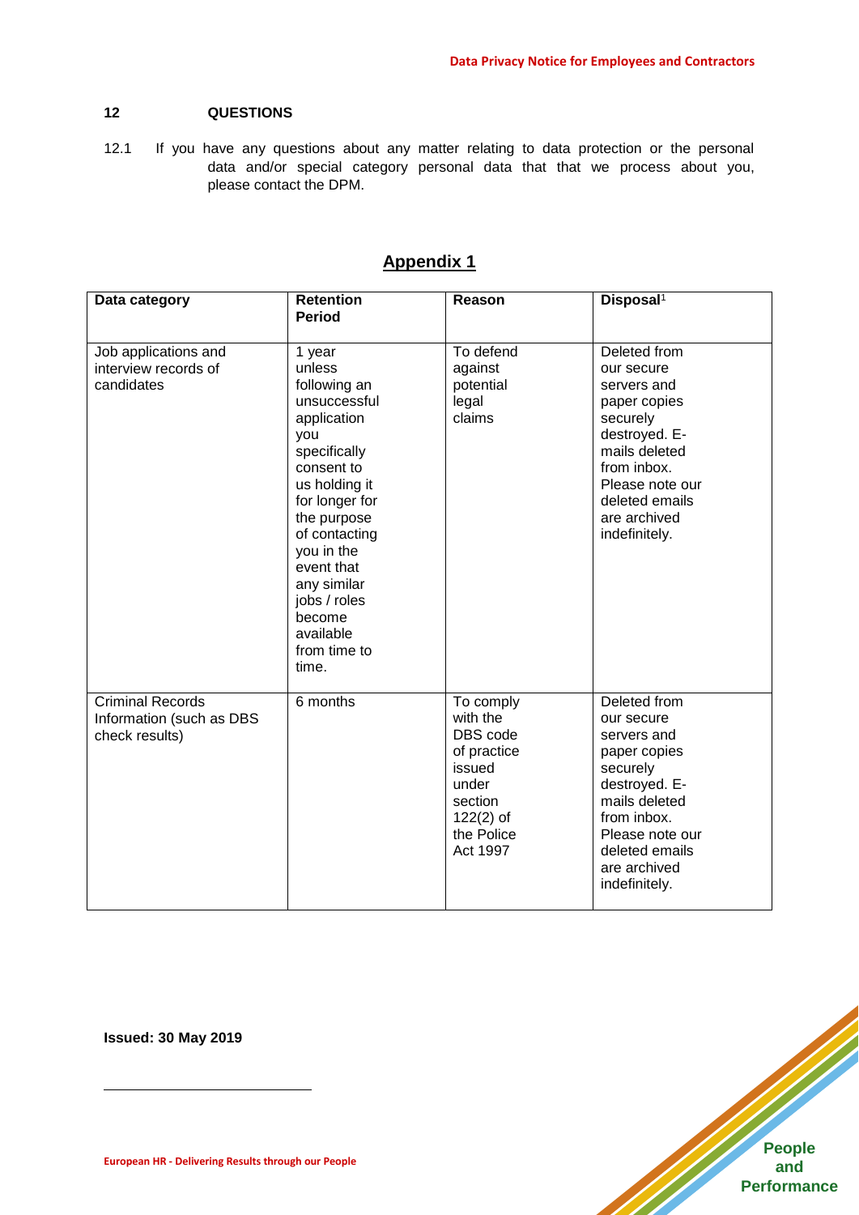## 12 QUESTIONS

12.1 If you have any questions about any matter relating to data protection or the personal data and/or special category personal data that that we process about you, please contact the DPM.

## Appendix 1

| Data category | Retention Period | Reason | Disposal[1] |
|---|---|---|---|
| Job applications and interview records of candidates | 1 year unless following an unsuccessful application you specifically consent to us holding it for longer for the purpose of contacting you in the event that any similar jobs / roles become available from time to time. | To defend against potential legal claims | Deleted from our secure servers and paper copies securely destroyed. E-mails deleted from inbox. Please note our deleted emails are archived indefinitely. |
| Criminal Records Information (such as DBS check results) | 6 months | To comply with the DBS code of practice issued under section 122(2) of the Police Act 1997 | Deleted from our secure servers and paper copies securely destroyed. E-mails deleted from inbox. Please note our deleted emails are archived indefinitely. |

**Issued: 30 May 2019**